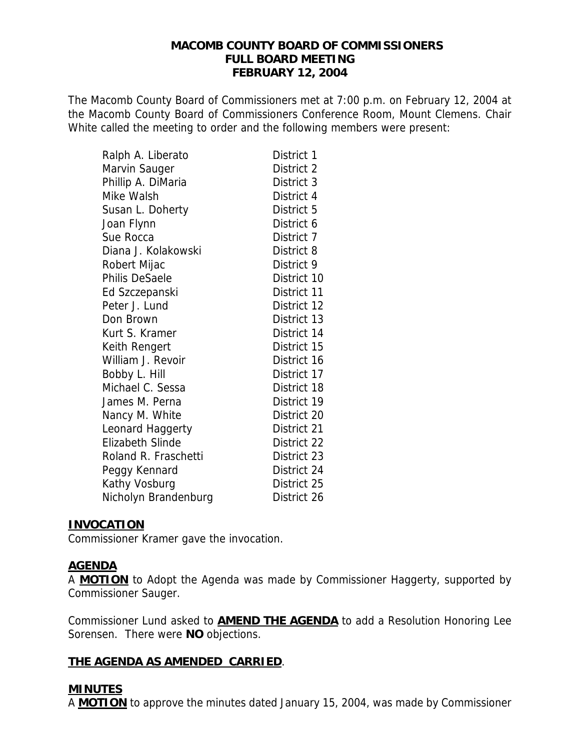# MACOMB COUNTY BOARD OF COMMISSIONERS
## FULL BOARD MEETING
## FEBRUARY 12, 2004

The Macomb County Board of Commissioners met at 7:00 p.m. on February 12, 2004 at the Macomb County Board of Commissioners Conference Room, Mount Clemens. Chair White called the meeting to order and the following members were present:

| | |
|---|---|
| Ralph A. Liberato | District 1 |
| Marvin Sauger | District 2 |
| Phillip A. DiMaria | District 3 |
| Mike Walsh | District 4 |
| Susan L. Doherty | District 5 |
| Joan Flynn | District 6 |
| Sue Rocca | District 7 |
| Diana J. Kolakowski | District 8 |
| Robert Mijac | District 9 |
| Philis DeSaele | District 10 |
| Ed Szczepanski | District 11 |
| Peter J. Lund | District 12 |
| Don Brown | District 13 |
| Kurt S. Kramer | District 14 |
| Keith Rengert | District 15 |
| William J. Revoir | District 16 |
| Bobby L. Hill | District 17 |
| Michael C. Sessa | District 18 |
| James M. Perna | District 19 |
| Nancy M. White | District 20 |
| Leonard Haggerty | District 21 |
| Elizabeth Slinde | District 22 |
| Roland R. Fraschetti | District 23 |
| Peggy Kennard | District 24 |
| Kathy Vosburg | District 25 |
| Nicholyn Brandenburg | District 26 |

### INVOCATION

Commissioner Kramer gave the invocation.

### AGENDA

A **MOTION** to Adopt the Agenda was made by Commissioner Haggerty, supported by Commissioner Sauger.

Commissioner Lund asked to **AMEND THE AGENDA** to add a Resolution Honoring Lee Sorensen. There were **NO** objections.

**THE AGENDA AS AMENDED CARRIED**.

### MINUTES

A **MOTION** to approve the minutes dated January 15, 2004, was made by Commissioner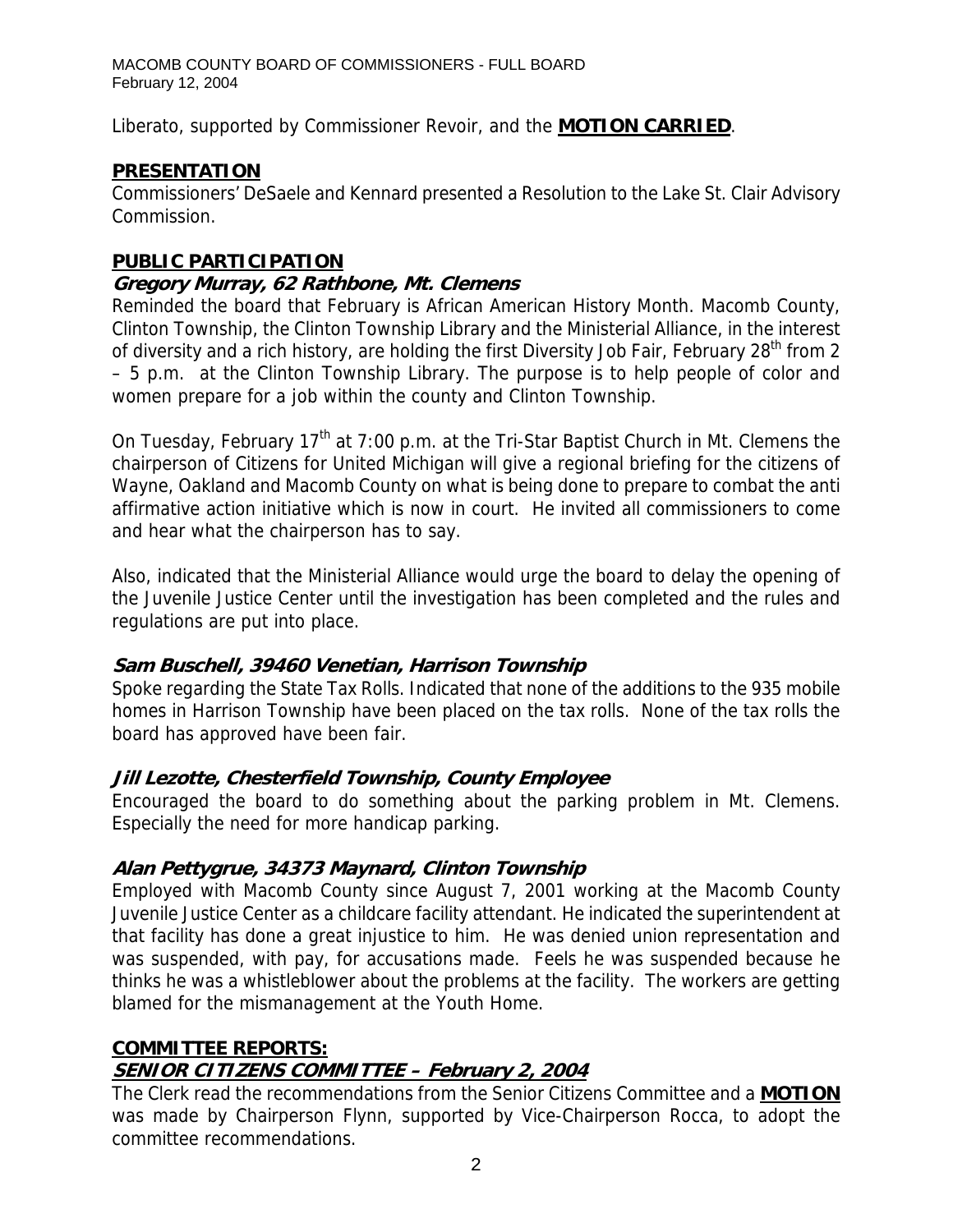Liberato, supported by Commissioner Revoir, and the **MOTION CARRIED**.

## PRESENTATION

Commissioners' DeSaele and Kennard presented a Resolution to the Lake St. Clair Advisory Commission.

## PUBLIC PARTICIPATION

### *Gregory Murray, 62 Rathbone, Mt. Clemens*

Reminded the board that February is African American History Month. Macomb County, Clinton Township, the Clinton Township Library and the Ministerial Alliance, in the interest of diversity and a rich history, are holding the first Diversity Job Fair, February 28th from 2 – 5 p.m. at the Clinton Township Library. The purpose is to help people of color and women prepare for a job within the county and Clinton Township.

On Tuesday, February 17th at 7:00 p.m. at the Tri-Star Baptist Church in Mt. Clemens the chairperson of Citizens for United Michigan will give a regional briefing for the citizens of Wayne, Oakland and Macomb County on what is being done to prepare to combat the anti affirmative action initiative which is now in court. He invited all commissioners to come and hear what the chairperson has to say.

Also, indicated that the Ministerial Alliance would urge the board to delay the opening of the Juvenile Justice Center until the investigation has been completed and the rules and regulations are put into place.

### *Sam Buschell, 39460 Venetian, Harrison Township*

Spoke regarding the State Tax Rolls. Indicated that none of the additions to the 935 mobile homes in Harrison Township have been placed on the tax rolls. None of the tax rolls the board has approved have been fair.

### *Jill Lezotte, Chesterfield Township, County Employee*

Encouraged the board to do something about the parking problem in Mt. Clemens. Especially the need for more handicap parking.

### *Alan Pettygrue, 34373 Maynard, Clinton Township*

Employed with Macomb County since August 7, 2001 working at the Macomb County Juvenile Justice Center as a childcare facility attendant. He indicated the superintendent at that facility has done a great injustice to him. He was denied union representation and was suspended, with pay, for accusations made. Feels he was suspended because he thinks he was a whistleblower about the problems at the facility. The workers are getting blamed for the mismanagement at the Youth Home.

## COMMITTEE REPORTS:

### *SENIOR CITIZENS COMMITTEE – February 2, 2004*

The Clerk read the recommendations from the Senior Citizens Committee and a **MOTION** was made by Chairperson Flynn, supported by Vice-Chairperson Rocca, to adopt the committee recommendations.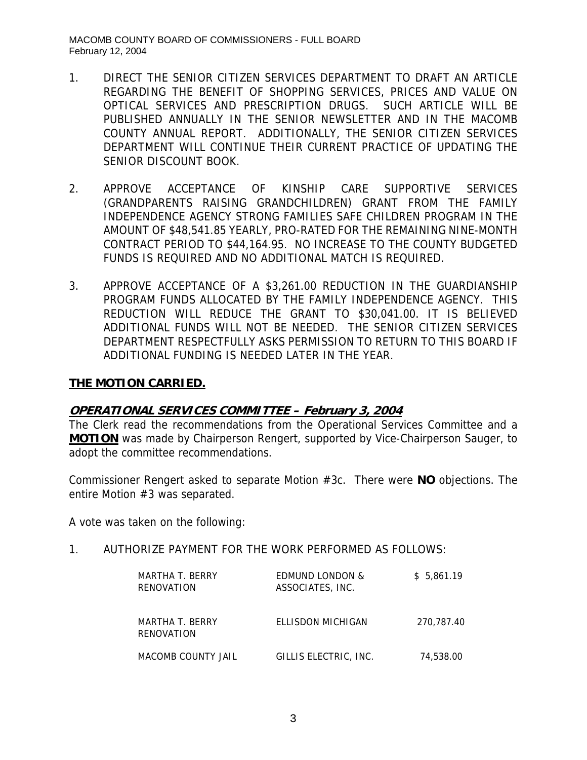1. DIRECT THE SENIOR CITIZEN SERVICES DEPARTMENT TO DRAFT AN ARTICLE REGARDING THE BENEFIT OF SHOPPING SERVICES, PRICES AND VALUE ON OPTICAL SERVICES AND PRESCRIPTION DRUGS. SUCH ARTICLE WILL BE PUBLISHED ANNUALLY IN THE SENIOR NEWSLETTER AND IN THE MACOMB COUNTY ANNUAL REPORT. ADDITIONALLY, THE SENIOR CITIZEN SERVICES DEPARTMENT WILL CONTINUE THEIR CURRENT PRACTICE OF UPDATING THE SENIOR DISCOUNT BOOK.

2. APPROVE ACCEPTANCE OF KINSHIP CARE SUPPORTIVE SERVICES (GRANDPARENTS RAISING GRANDCHILDREN) GRANT FROM THE FAMILY INDEPENDENCE AGENCY STRONG FAMILIES SAFE CHILDREN PROGRAM IN THE AMOUNT OF $48,541.85 YEARLY, PRO-RATED FOR THE REMAINING NINE-MONTH CONTRACT PERIOD TO $44,164.95. NO INCREASE TO THE COUNTY BUDGETED FUNDS IS REQUIRED AND NO ADDITIONAL MATCH IS REQUIRED.

3. APPROVE ACCEPTANCE OF A $3,261.00 REDUCTION IN THE GUARDIANSHIP PROGRAM FUNDS ALLOCATED BY THE FAMILY INDEPENDENCE AGENCY. THIS REDUCTION WILL REDUCE THE GRANT TO $30,041.00. IT IS BELIEVED ADDITIONAL FUNDS WILL NOT BE NEEDED. THE SENIOR CITIZEN SERVICES DEPARTMENT RESPECTFULLY ASKS PERMISSION TO RETURN TO THIS BOARD IF ADDITIONAL FUNDING IS NEEDED LATER IN THE YEAR.

**THE MOTION CARRIED.**

## ***OPERATIONAL SERVICES COMMITTEE – February 3, 2004***

The Clerk read the recommendations from the Operational Services Committee and a **MOTION** was made by Chairperson Rengert, supported by Vice-Chairperson Sauger, to adopt the committee recommendations.

Commissioner Rengert asked to separate Motion #3c. There were **NO** objections. The entire Motion #3 was separated.

A vote was taken on the following:

1. AUTHORIZE PAYMENT FOR THE WORK PERFORMED AS FOLLOWS:

| | | |
|---|---|---|
| MARTHA T. BERRY RENOVATION | EDMUND LONDON & ASSOCIATES, INC. | $ 5,861.19 |
| MARTHA T. BERRY RENOVATION | ELLISDON MICHIGAN | 270,787.40 |
| MACOMB COUNTY JAIL | GILLIS ELECTRIC, INC. | 74,538.00 |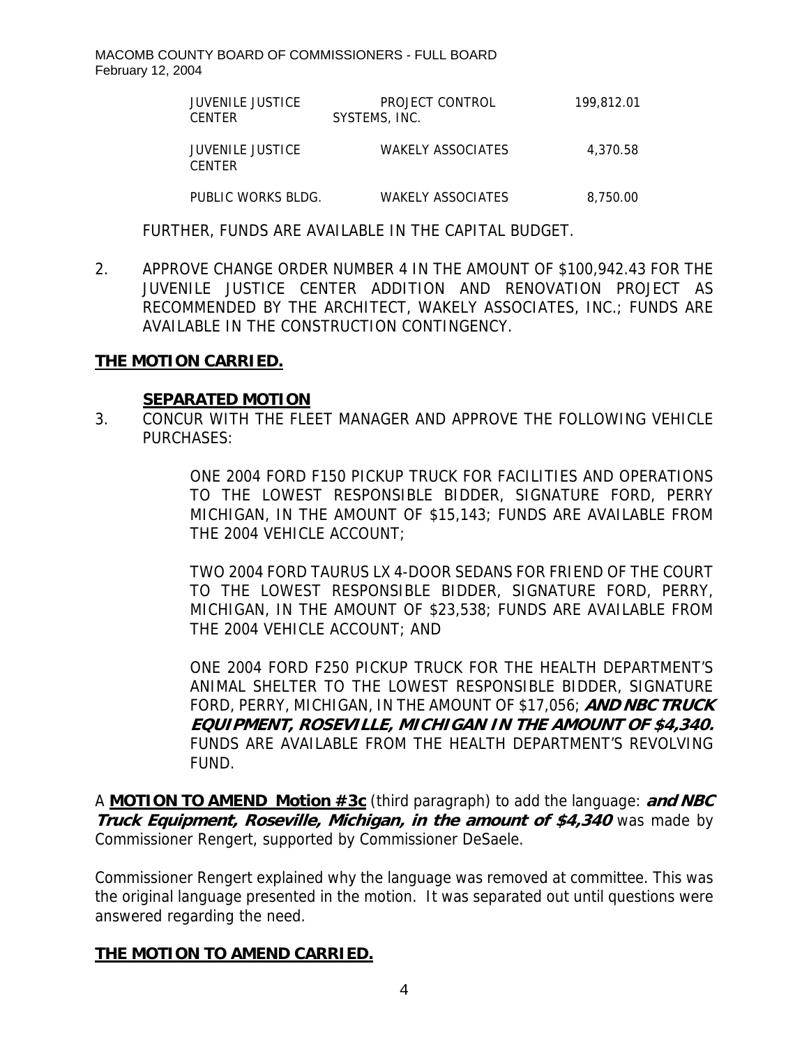| | | |
|---|---|---|
| JUVENILE JUSTICE CENTER | PROJECT CONTROL SYSTEMS, INC. | 199,812.01 |
| JUVENILE JUSTICE CENTER | WAKELY ASSOCIATES | 4,370.58 |
| PUBLIC WORKS BLDG. | WAKELY ASSOCIATES | 8,750.00 |

FURTHER, FUNDS ARE AVAILABLE IN THE CAPITAL BUDGET.

2. APPROVE CHANGE ORDER NUMBER 4 IN THE AMOUNT OF $100,942.43 FOR THE JUVENILE JUSTICE CENTER ADDITION AND RENOVATION PROJECT AS RECOMMENDED BY THE ARCHITECT, WAKELY ASSOCIATES, INC.; FUNDS ARE AVAILABLE IN THE CONSTRUCTION CONTINGENCY.

**THE MOTION CARRIED.**

**SEPARATED MOTION**

3. CONCUR WITH THE FLEET MANAGER AND APPROVE THE FOLLOWING VEHICLE PURCHASES:

   ONE 2004 FORD F150 PICKUP TRUCK FOR FACILITIES AND OPERATIONS TO THE LOWEST RESPONSIBLE BIDDER, SIGNATURE FORD, PERRY MICHIGAN, IN THE AMOUNT OF $15,143; FUNDS ARE AVAILABLE FROM THE 2004 VEHICLE ACCOUNT;

   TWO 2004 FORD TAURUS LX 4-DOOR SEDANS FOR FRIEND OF THE COURT TO THE LOWEST RESPONSIBLE BIDDER, SIGNATURE FORD, PERRY, MICHIGAN, IN THE AMOUNT OF $23,538; FUNDS ARE AVAILABLE FROM THE 2004 VEHICLE ACCOUNT; AND

   ONE 2004 FORD F250 PICKUP TRUCK FOR THE HEALTH DEPARTMENT'S ANIMAL SHELTER TO THE LOWEST RESPONSIBLE BIDDER, SIGNATURE FORD, PERRY, MICHIGAN, IN THE AMOUNT OF $17,056; ***AND NBC TRUCK EQUIPMENT, ROSEVILLE, MICHIGAN IN THE AMOUNT OF $4,340.*** FUNDS ARE AVAILABLE FROM THE HEALTH DEPARTMENT'S REVOLVING FUND.

A **MOTION TO AMEND Motion #3c** (third paragraph) to add the language: ***and NBC Truck Equipment, Roseville, Michigan, in the amount of $4,340*** was made by Commissioner Rengert, supported by Commissioner DeSaele.

Commissioner Rengert explained why the language was removed at committee. This was the original language presented in the motion. It was separated out until questions were answered regarding the need.

**THE MOTION TO AMEND CARRIED.**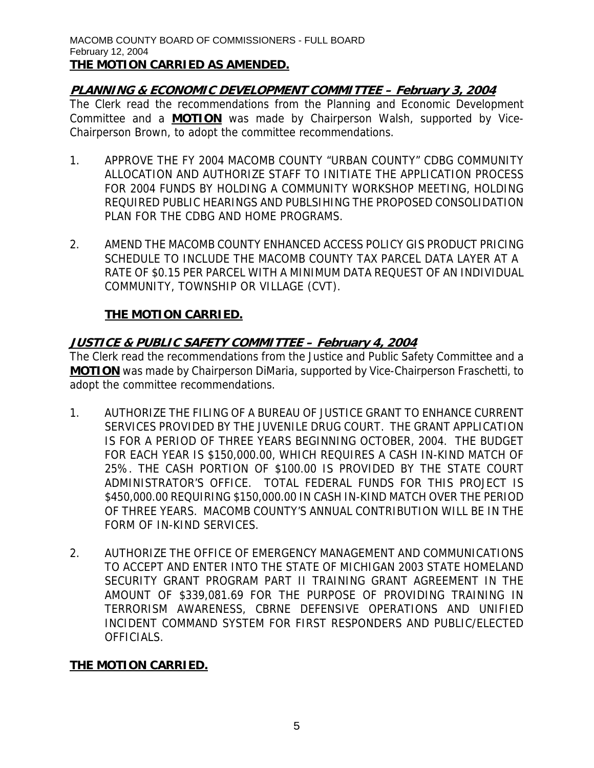**THE MOTION CARRIED AS AMENDED.**

## PLANNING & ECONOMIC DEVELOPMENT COMMITTEE – February 3, 2004

The Clerk read the recommendations from the Planning and Economic Development Committee and a **MOTION** was made by Chairperson Walsh, supported by Vice-Chairperson Brown, to adopt the committee recommendations.

1. APPROVE THE FY 2004 MACOMB COUNTY "URBAN COUNTY" CDBG COMMUNITY ALLOCATION AND AUTHORIZE STAFF TO INITIATE THE APPLICATION PROCESS FOR 2004 FUNDS BY HOLDING A COMMUNITY WORKSHOP MEETING, HOLDING REQUIRED PUBLIC HEARINGS AND PUBLSIHING THE PROPOSED CONSOLIDATION PLAN FOR THE CDBG AND HOME PROGRAMS.

2. AMEND THE MACOMB COUNTY ENHANCED ACCESS POLICY GIS PRODUCT PRICING SCHEDULE TO INCLUDE THE MACOMB COUNTY TAX PARCEL DATA LAYER AT A RATE OF $0.15 PER PARCEL WITH A MINIMUM DATA REQUEST OF AN INDIVIDUAL COMMUNITY, TOWNSHIP OR VILLAGE (CVT).

**THE MOTION CARRIED.**

## JUSTICE & PUBLIC SAFETY COMMITTEE – February 4, 2004

The Clerk read the recommendations from the Justice and Public Safety Committee and a **MOTION** was made by Chairperson DiMaria, supported by Vice-Chairperson Fraschetti, to adopt the committee recommendations.

1. AUTHORIZE THE FILING OF A BUREAU OF JUSTICE GRANT TO ENHANCE CURRENT SERVICES PROVIDED BY THE JUVENILE DRUG COURT. THE GRANT APPLICATION IS FOR A PERIOD OF THREE YEARS BEGINNING OCTOBER, 2004. THE BUDGET FOR EACH YEAR IS $150,000.00, WHICH REQUIRES A CASH IN-KIND MATCH OF 25%. THE CASH PORTION OF $100.00 IS PROVIDED BY THE STATE COURT ADMINISTRATOR'S OFFICE. TOTAL FEDERAL FUNDS FOR THIS PROJECT IS $450,000.00 REQUIRING $150,000.00 IN CASH IN-KIND MATCH OVER THE PERIOD OF THREE YEARS. MACOMB COUNTY'S ANNUAL CONTRIBUTION WILL BE IN THE FORM OF IN-KIND SERVICES.

2. AUTHORIZE THE OFFICE OF EMERGENCY MANAGEMENT AND COMMUNICATIONS TO ACCEPT AND ENTER INTO THE STATE OF MICHIGAN 2003 STATE HOMELAND SECURITY GRANT PROGRAM PART II TRAINING GRANT AGREEMENT IN THE AMOUNT OF $339,081.69 FOR THE PURPOSE OF PROVIDING TRAINING IN TERRORISM AWARENESS, CBRNE DEFENSIVE OPERATIONS AND UNIFIED INCIDENT COMMAND SYSTEM FOR FIRST RESPONDERS AND PUBLIC/ELECTED OFFICIALS.

**THE MOTION CARRIED.**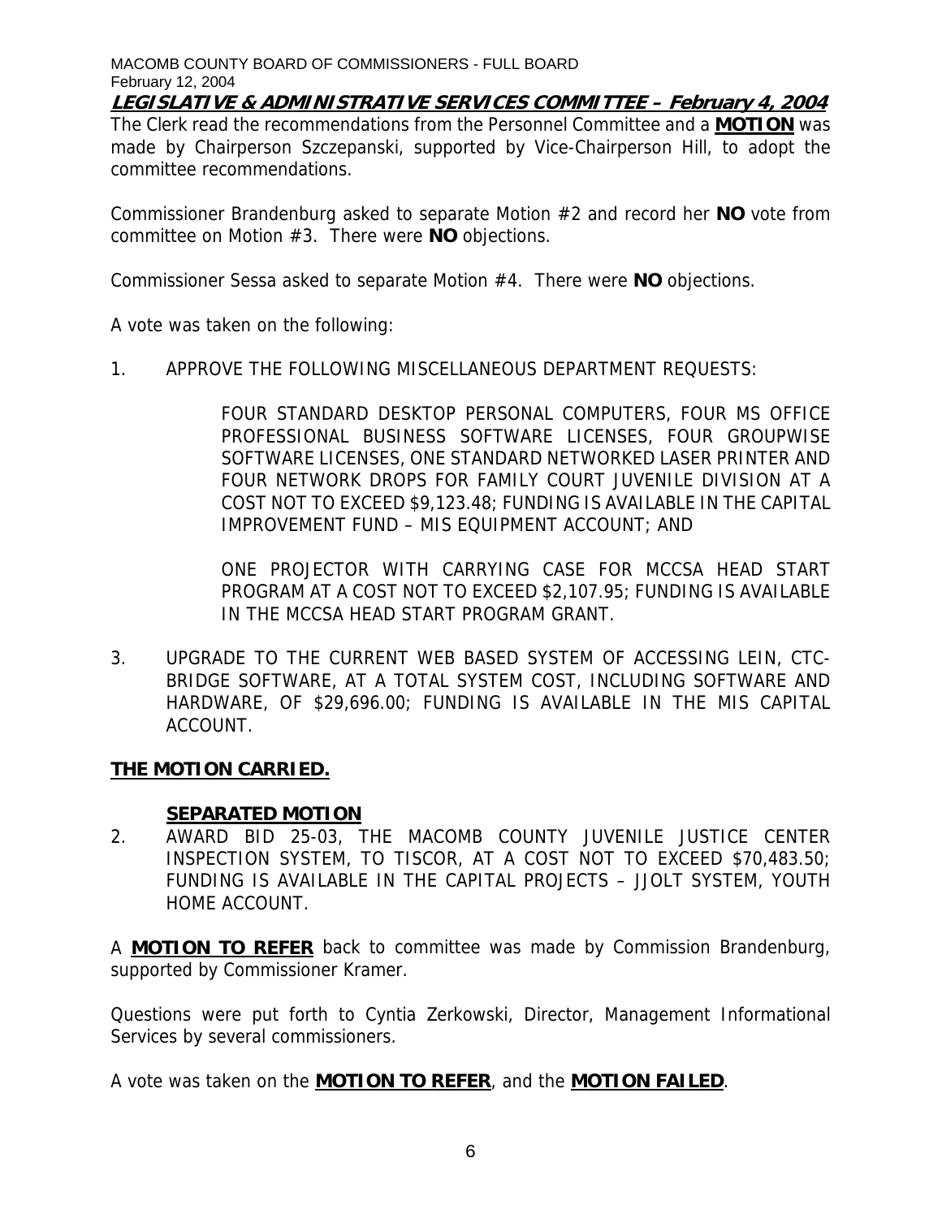**LEGISLATIVE & ADMINISTRATIVE SERVICES COMMITTEE – February 4, 2004**

The Clerk read the recommendations from the Personnel Committee and a **MOTION** was made by Chairperson Szczepanski, supported by Vice-Chairperson Hill, to adopt the committee recommendations.

Commissioner Brandenburg asked to separate Motion #2 and record her **NO** vote from committee on Motion #3. There were **NO** objections.

Commissioner Sessa asked to separate Motion #4. There were **NO** objections.

A vote was taken on the following:

1. APPROVE THE FOLLOWING MISCELLANEOUS DEPARTMENT REQUESTS:

   FOUR STANDARD DESKTOP PERSONAL COMPUTERS, FOUR MS OFFICE PROFESSIONAL BUSINESS SOFTWARE LICENSES, FOUR GROUPWISE SOFTWARE LICENSES, ONE STANDARD NETWORKED LASER PRINTER AND FOUR NETWORK DROPS FOR FAMILY COURT JUVENILE DIVISION AT A COST NOT TO EXCEED $9,123.48; FUNDING IS AVAILABLE IN THE CAPITAL IMPROVEMENT FUND – MIS EQUIPMENT ACCOUNT; AND

   ONE PROJECTOR WITH CARRYING CASE FOR MCCSA HEAD START PROGRAM AT A COST NOT TO EXCEED $2,107.95; FUNDING IS AVAILABLE IN THE MCCSA HEAD START PROGRAM GRANT.

3. UPGRADE TO THE CURRENT WEB BASED SYSTEM OF ACCESSING LEIN, CTC-BRIDGE SOFTWARE, AT A TOTAL SYSTEM COST, INCLUDING SOFTWARE AND HARDWARE, OF $29,696.00; FUNDING IS AVAILABLE IN THE MIS CAPITAL ACCOUNT.

**THE MOTION CARRIED.**

**SEPARATED MOTION**

2. AWARD BID 25-03, THE MACOMB COUNTY JUVENILE JUSTICE CENTER INSPECTION SYSTEM, TO TISCOR, AT A COST NOT TO EXCEED $70,483.50; FUNDING IS AVAILABLE IN THE CAPITAL PROJECTS – JJOLT SYSTEM, YOUTH HOME ACCOUNT.

A **MOTION TO REFER** back to committee was made by Commission Brandenburg, supported by Commissioner Kramer.

Questions were put forth to Cyntia Zerkowski, Director, Management Informational Services by several commissioners.

A vote was taken on the **MOTION TO REFER**, and the **MOTION FAILED**.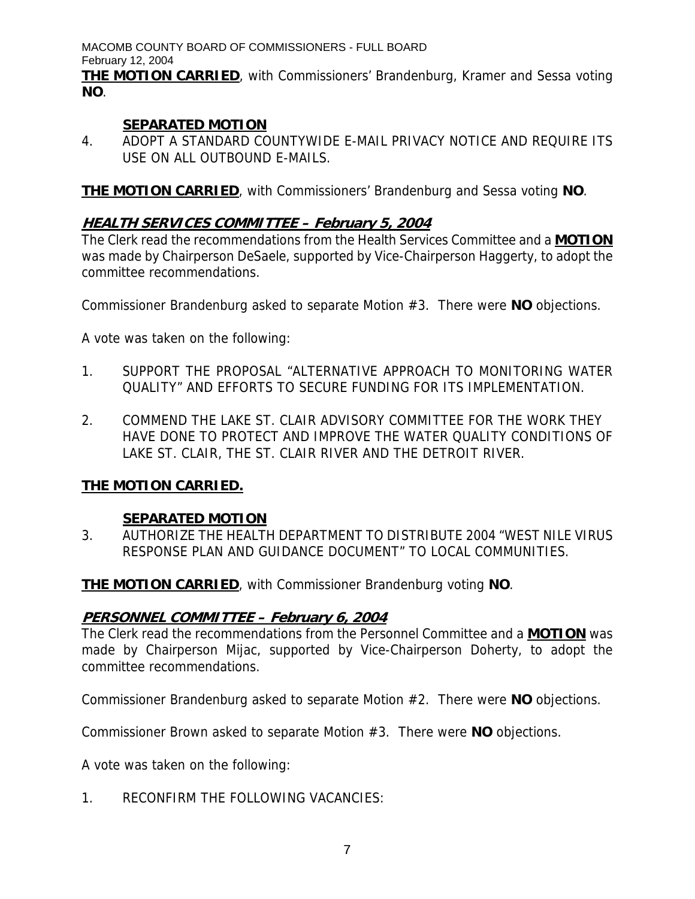**THE MOTION CARRIED**, with Commissioners' Brandenburg, Kramer and Sessa voting **NO**.

**SEPARATED MOTION**

4. ADOPT A STANDARD COUNTYWIDE E-MAIL PRIVACY NOTICE AND REQUIRE ITS USE ON ALL OUTBOUND E-MAILS.

**THE MOTION CARRIED**, with Commissioners' Brandenburg and Sessa voting **NO**.

## ***HEALTH SERVICES COMMITTEE – February 5, 2004***

The Clerk read the recommendations from the Health Services Committee and a **MOTION** was made by Chairperson DeSaele, supported by Vice-Chairperson Haggerty, to adopt the committee recommendations.

Commissioner Brandenburg asked to separate Motion #3. There were **NO** objections.

A vote was taken on the following:

1. SUPPORT THE PROPOSAL "ALTERNATIVE APPROACH TO MONITORING WATER QUALITY" AND EFFORTS TO SECURE FUNDING FOR ITS IMPLEMENTATION.

2. COMMEND THE LAKE ST. CLAIR ADVISORY COMMITTEE FOR THE WORK THEY HAVE DONE TO PROTECT AND IMPROVE THE WATER QUALITY CONDITIONS OF LAKE ST. CLAIR, THE ST. CLAIR RIVER AND THE DETROIT RIVER.

**THE MOTION CARRIED.**

**SEPARATED MOTION**

3. AUTHORIZE THE HEALTH DEPARTMENT TO DISTRIBUTE 2004 "WEST NILE VIRUS RESPONSE PLAN AND GUIDANCE DOCUMENT" TO LOCAL COMMUNITIES.

**THE MOTION CARRIED**, with Commissioner Brandenburg voting **NO**.

## ***PERSONNEL COMMITTEE – February 6, 2004***

The Clerk read the recommendations from the Personnel Committee and a **MOTION** was made by Chairperson Mijac, supported by Vice-Chairperson Doherty, to adopt the committee recommendations.

Commissioner Brandenburg asked to separate Motion #2. There were **NO** objections.

Commissioner Brown asked to separate Motion #3. There were **NO** objections.

A vote was taken on the following:

1. RECONFIRM THE FOLLOWING VACANCIES: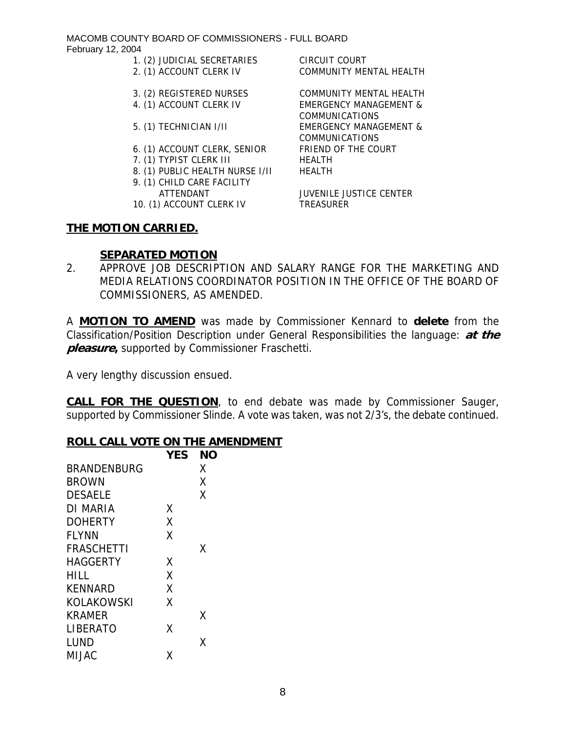| | |
|---|---|
| 1. (2) JUDICIAL SECRETARIES | CIRCUIT COURT |
| 2. (1) ACCOUNT CLERK IV | COMMUNITY MENTAL HEALTH |
| 3. (2) REGISTERED NURSES | COMMUNITY MENTAL HEALTH |
| 4. (1) ACCOUNT CLERK IV | EMERGENCY MANAGEMENT & COMMUNICATIONS |
| 5. (1) TECHNICIAN I/II | EMERGENCY MANAGEMENT & COMMUNICATIONS |
| 6. (1) ACCOUNT CLERK, SENIOR | FRIEND OF THE COURT |
| 7. (1) TYPIST CLERK III | HEALTH |
| 8. (1) PUBLIC HEALTH NURSE I/II | HEALTH |
| 9. (1) CHILD CARE FACILITY ATTENDANT | JUVENILE JUSTICE CENTER |
| 10. (1) ACCOUNT CLERK IV | TREASURER |

**THE MOTION CARRIED.**

**SEPARATED MOTION**

2. APPROVE JOB DESCRIPTION AND SALARY RANGE FOR THE MARKETING AND MEDIA RELATIONS COORDINATOR POSITION IN THE OFFICE OF THE BOARD OF COMMISSIONERS, AS AMENDED.

A **MOTION TO AMEND** was made by Commissioner Kennard to **delete** from the Classification/Position Description under General Responsibilities the language: ***at the pleasure*,** supported by Commissioner Fraschetti.

A very lengthy discussion ensued.

**CALL FOR THE QUESTION**, to end debate was made by Commissioner Sauger, supported by Commissioner Slinde. A vote was taken, was not 2/3's, the debate continued.

**ROLL CALL VOTE ON THE AMENDMENT**

| | YES | NO |
|---|---|---|
| BRANDENBURG | | X |
| BROWN | | X |
| DESAELE | | X |
| DI MARIA | X | |
| DOHERTY | X | |
| FLYNN | X | |
| FRASCHETTI | | X |
| HAGGERTY | X | |
| HILL | X | |
| KENNARD | X | |
| KOLAKOWSKI | X | |
| KRAMER | | X |
| LIBERATO | X | |
| LUND | | X |
| MIJAC | X | |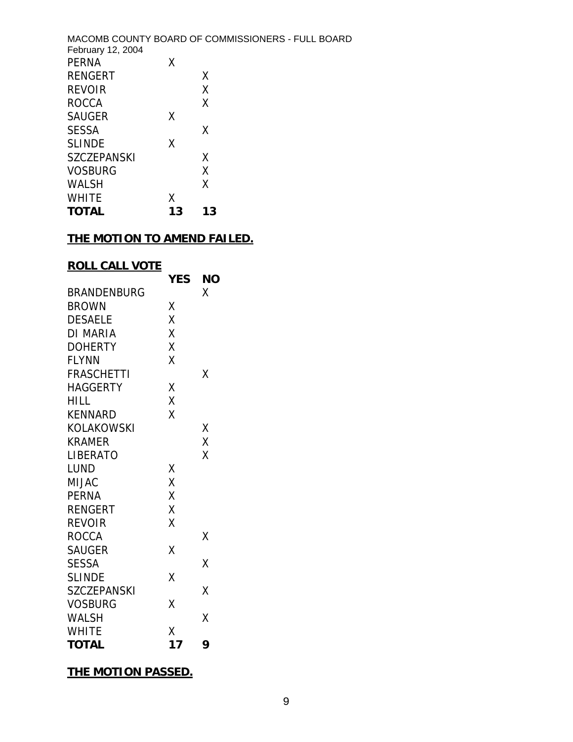| | | |
|---|---|---|
| PERNA | X | |
| RENGERT | | X |
| REVOIR | | X |
| ROCCA | | X |
| SAUGER | X | |
| SESSA | | X |
| SLINDE | X | |
| SZCZEPANSKI | | X |
| VOSBURG | | X |
| WALSH | | X |
| WHITE | X | |
| **TOTAL** | **13** | **13** |

**THE MOTION TO AMEND FAILED.**

**ROLL CALL VOTE**

| | **YES** | **NO** |
|---|---|---|
| BRANDENBURG | | X |
| BROWN | X | |
| DESAELE | X | |
| DI MARIA | X | |
| DOHERTY | X | |
| FLYNN | X | |
| FRASCHETTI | | X |
| HAGGERTY | X | |
| HILL | X | |
| KENNARD | X | |
| KOLAKOWSKI | | X |
| KRAMER | | X |
| LIBERATO | | X |
| LUND | X | |
| MIJAC | X | |
| PERNA | X | |
| RENGERT | X | |
| REVOIR | X | |
| ROCCA | | X |
| SAUGER | X | |
| SESSA | | X |
| SLINDE | X | |
| SZCZEPANSKI | | X |
| VOSBURG | X | |
| WALSH | | X |
| WHITE | X | |
| **TOTAL** | **17** | **9** |

**THE MOTION PASSED.**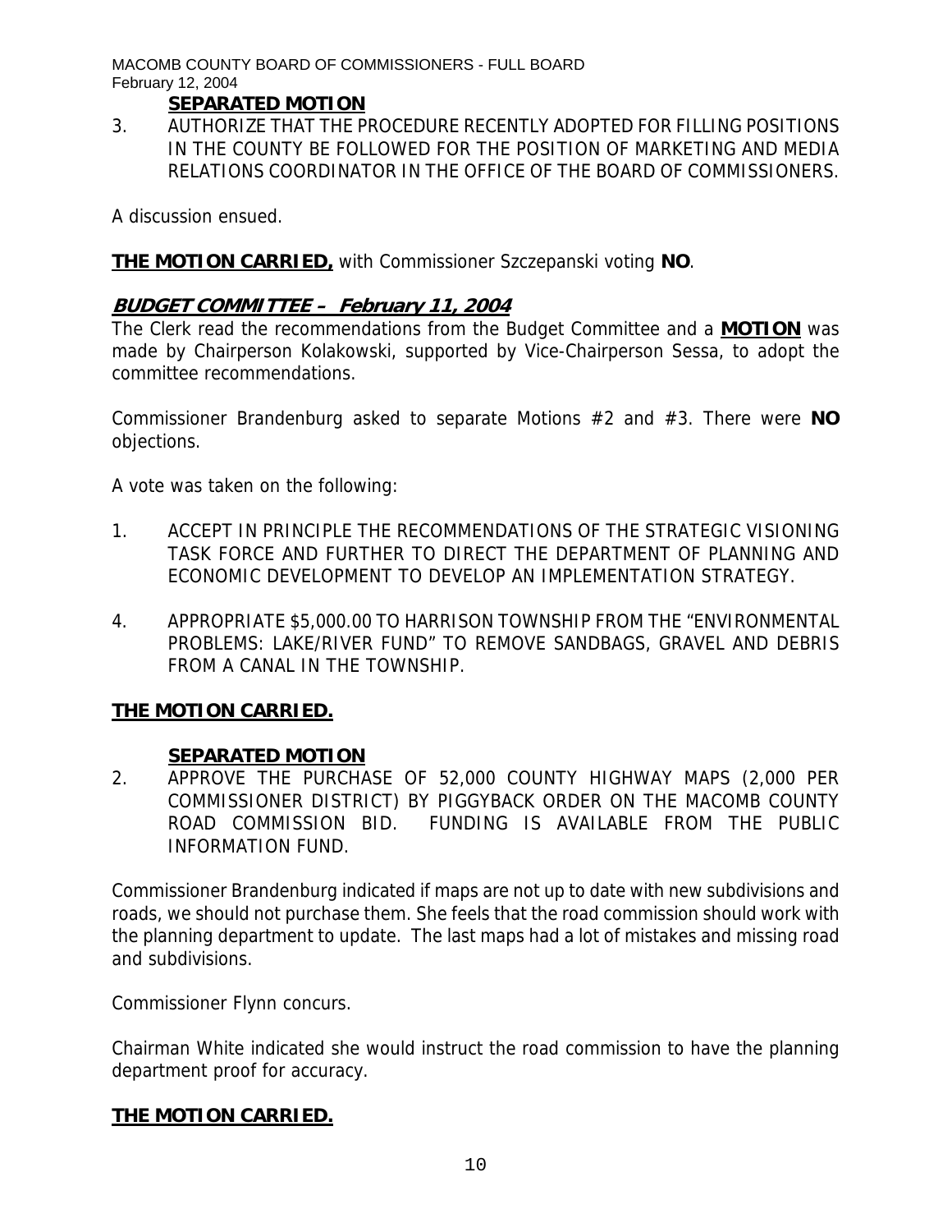**SEPARATED MOTION**

3. AUTHORIZE THAT THE PROCEDURE RECENTLY ADOPTED FOR FILLING POSITIONS IN THE COUNTY BE FOLLOWED FOR THE POSITION OF MARKETING AND MEDIA RELATIONS COORDINATOR IN THE OFFICE OF THE BOARD OF COMMISSIONERS.

A discussion ensued.

**THE MOTION CARRIED,** with Commissioner Szczepanski voting **NO**.

## ***BUDGET COMMITTEE – February 11, 2004***

The Clerk read the recommendations from the Budget Committee and a **MOTION** was made by Chairperson Kolakowski, supported by Vice-Chairperson Sessa, to adopt the committee recommendations.

Commissioner Brandenburg asked to separate Motions #2 and #3. There were **NO** objections.

A vote was taken on the following:

1. ACCEPT IN PRINCIPLE THE RECOMMENDATIONS OF THE STRATEGIC VISIONING TASK FORCE AND FURTHER TO DIRECT THE DEPARTMENT OF PLANNING AND ECONOMIC DEVELOPMENT TO DEVELOP AN IMPLEMENTATION STRATEGY.

4. APPROPRIATE $5,000.00 TO HARRISON TOWNSHIP FROM THE "ENVIRONMENTAL PROBLEMS: LAKE/RIVER FUND" TO REMOVE SANDBAGS, GRAVEL AND DEBRIS FROM A CANAL IN THE TOWNSHIP.

**THE MOTION CARRIED.**

**SEPARATED MOTION**

2. APPROVE THE PURCHASE OF 52,000 COUNTY HIGHWAY MAPS (2,000 PER COMMISSIONER DISTRICT) BY PIGGYBACK ORDER ON THE MACOMB COUNTY ROAD COMMISSION BID. FUNDING IS AVAILABLE FROM THE PUBLIC INFORMATION FUND.

Commissioner Brandenburg indicated if maps are not up to date with new subdivisions and roads, we should not purchase them. She feels that the road commission should work with the planning department to update. The last maps had a lot of mistakes and missing road and subdivisions.

Commissioner Flynn concurs.

Chairman White indicated she would instruct the road commission to have the planning department proof for accuracy.

**THE MOTION CARRIED.**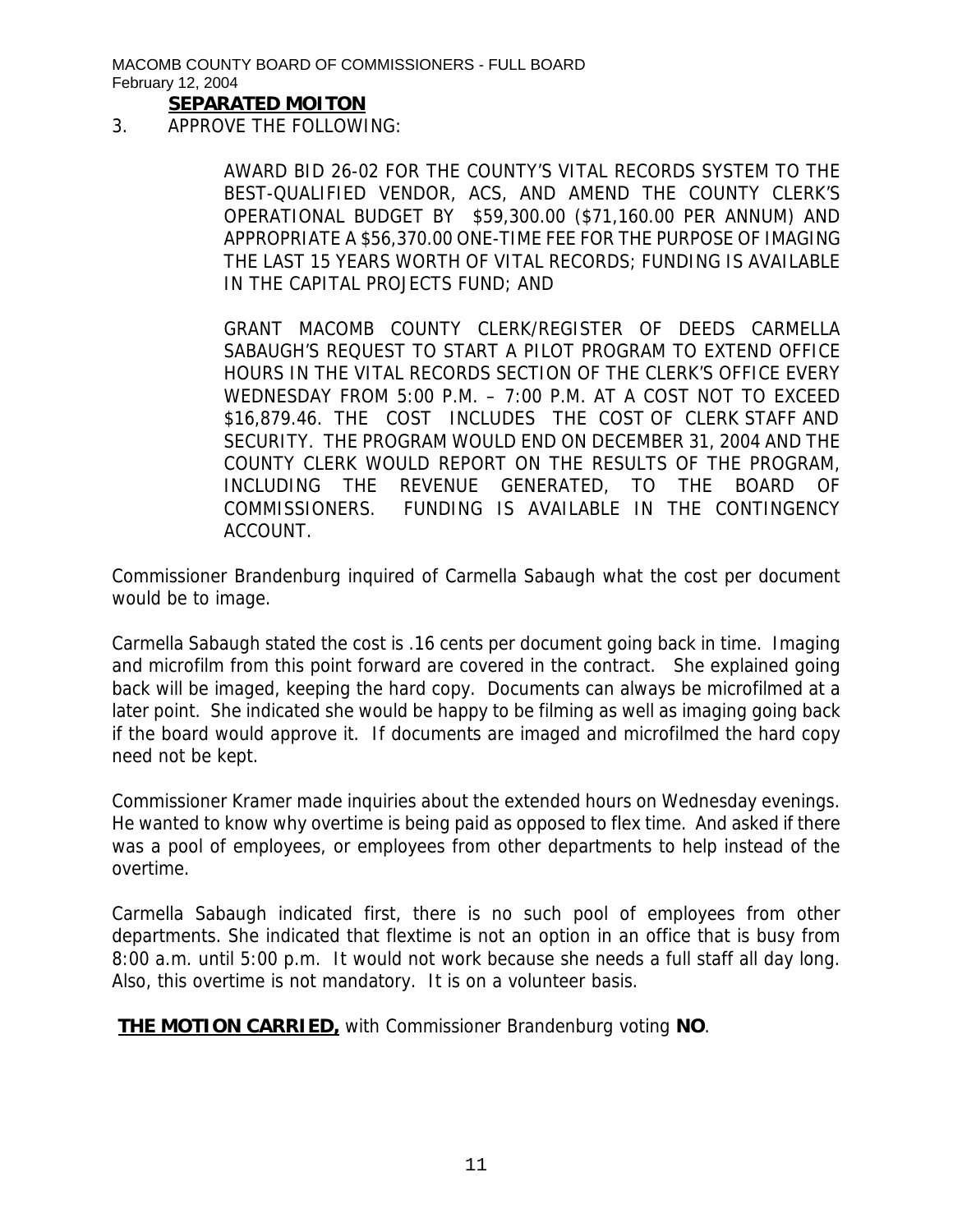## SEPARATED MOITON

3. APPROVE THE FOLLOWING:

   AWARD BID 26-02 FOR THE COUNTY'S VITAL RECORDS SYSTEM TO THE BEST-QUALIFIED VENDOR, ACS, AND AMEND THE COUNTY CLERK'S OPERATIONAL BUDGET BY $59,300.00 ($71,160.00 PER ANNUM) AND APPROPRIATE A $56,370.00 ONE-TIME FEE FOR THE PURPOSE OF IMAGING THE LAST 15 YEARS WORTH OF VITAL RECORDS; FUNDING IS AVAILABLE IN THE CAPITAL PROJECTS FUND; AND

   GRANT MACOMB COUNTY CLERK/REGISTER OF DEEDS CARMELLA SABAUGH'S REQUEST TO START A PILOT PROGRAM TO EXTEND OFFICE HOURS IN THE VITAL RECORDS SECTION OF THE CLERK'S OFFICE EVERY WEDNESDAY FROM 5:00 P.M. – 7:00 P.M. AT A COST NOT TO EXCEED $16,879.46. THE COST INCLUDES THE COST OF CLERK STAFF AND SECURITY. THE PROGRAM WOULD END ON DECEMBER 31, 2004 AND THE COUNTY CLERK WOULD REPORT ON THE RESULTS OF THE PROGRAM, INCLUDING THE REVENUE GENERATED, TO THE BOARD OF COMMISSIONERS. FUNDING IS AVAILABLE IN THE CONTINGENCY ACCOUNT.

Commissioner Brandenburg inquired of Carmella Sabaugh what the cost per document would be to image.

Carmella Sabaugh stated the cost is .16 cents per document going back in time. Imaging and microfilm from this point forward are covered in the contract. She explained going back will be imaged, keeping the hard copy. Documents can always be microfilmed at a later point. She indicated she would be happy to be filming as well as imaging going back if the board would approve it. If documents are imaged and microfilmed the hard copy need not be kept.

Commissioner Kramer made inquiries about the extended hours on Wednesday evenings. He wanted to know why overtime is being paid as opposed to flex time. And asked if there was a pool of employees, or employees from other departments to help instead of the overtime.

Carmella Sabaugh indicated first, there is no such pool of employees from other departments. She indicated that flextime is not an option in an office that is busy from 8:00 a.m. until 5:00 p.m. It would not work because she needs a full staff all day long. Also, this overtime is not mandatory. It is on a volunteer basis.

**THE MOTION CARRIED,** with Commissioner Brandenburg voting **NO**.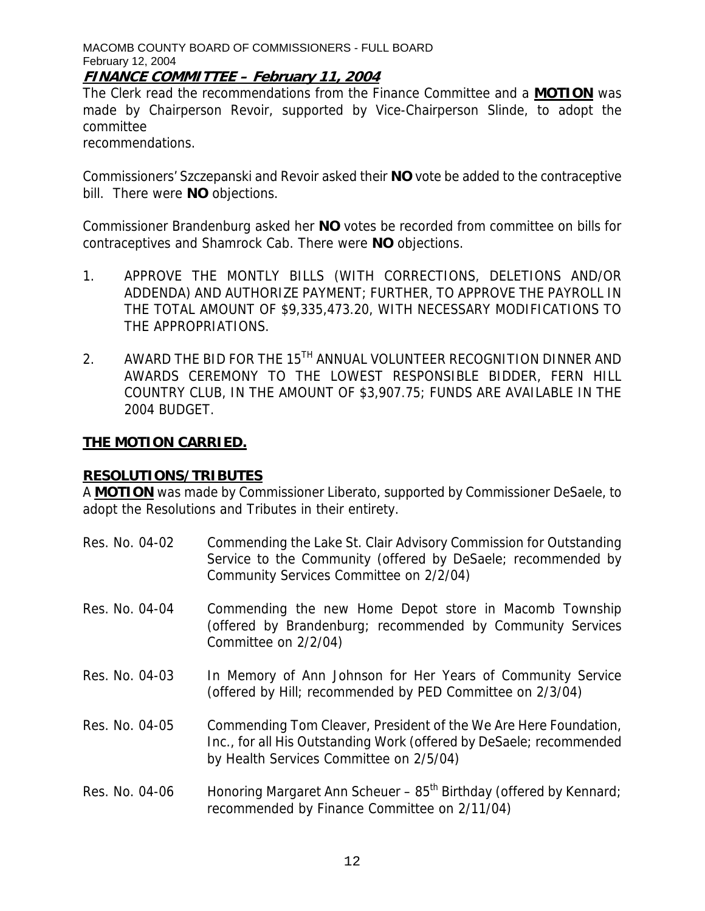## FINANCE COMMITTEE – February 11, 2004

The Clerk read the recommendations from the Finance Committee and a **MOTION** was made by Chairperson Revoir, supported by Vice-Chairperson Slinde, to adopt the committee recommendations.

Commissioners' Szczepanski and Revoir asked their **NO** vote be added to the contraceptive bill. There were **NO** objections.

Commissioner Brandenburg asked her **NO** votes be recorded from committee on bills for contraceptives and Shamrock Cab. There were **NO** objections.

1. APPROVE THE MONTLY BILLS (WITH CORRECTIONS, DELETIONS AND/OR ADDENDA) AND AUTHORIZE PAYMENT; FURTHER, TO APPROVE THE PAYROLL IN THE TOTAL AMOUNT OF $9,335,473.20, WITH NECESSARY MODIFICATIONS TO THE APPROPRIATIONS.

2. AWARD THE BID FOR THE 15TH ANNUAL VOLUNTEER RECOGNITION DINNER AND AWARDS CEREMONY TO THE LOWEST RESPONSIBLE BIDDER, FERN HILL COUNTRY CLUB, IN THE AMOUNT OF $3,907.75; FUNDS ARE AVAILABLE IN THE 2004 BUDGET.

**THE MOTION CARRIED.**

## RESOLUTIONS/TRIBUTES

A **MOTION** was made by Commissioner Liberato, supported by Commissioner DeSaele, to adopt the Resolutions and Tributes in their entirety.

Res. No. 04-02 — Commending the Lake St. Clair Advisory Commission for Outstanding Service to the Community (offered by DeSaele; recommended by Community Services Committee on 2/2/04)

Res. No. 04-04 — Commending the new Home Depot store in Macomb Township (offered by Brandenburg; recommended by Community Services Committee on 2/2/04)

Res. No. 04-03 — In Memory of Ann Johnson for Her Years of Community Service (offered by Hill; recommended by PED Committee on 2/3/04)

Res. No. 04-05 — Commending Tom Cleaver, President of the We Are Here Foundation, Inc., for all His Outstanding Work (offered by DeSaele; recommended by Health Services Committee on 2/5/04)

Res. No. 04-06 — Honoring Margaret Ann Scheuer – 85th Birthday (offered by Kennard; recommended by Finance Committee on 2/11/04)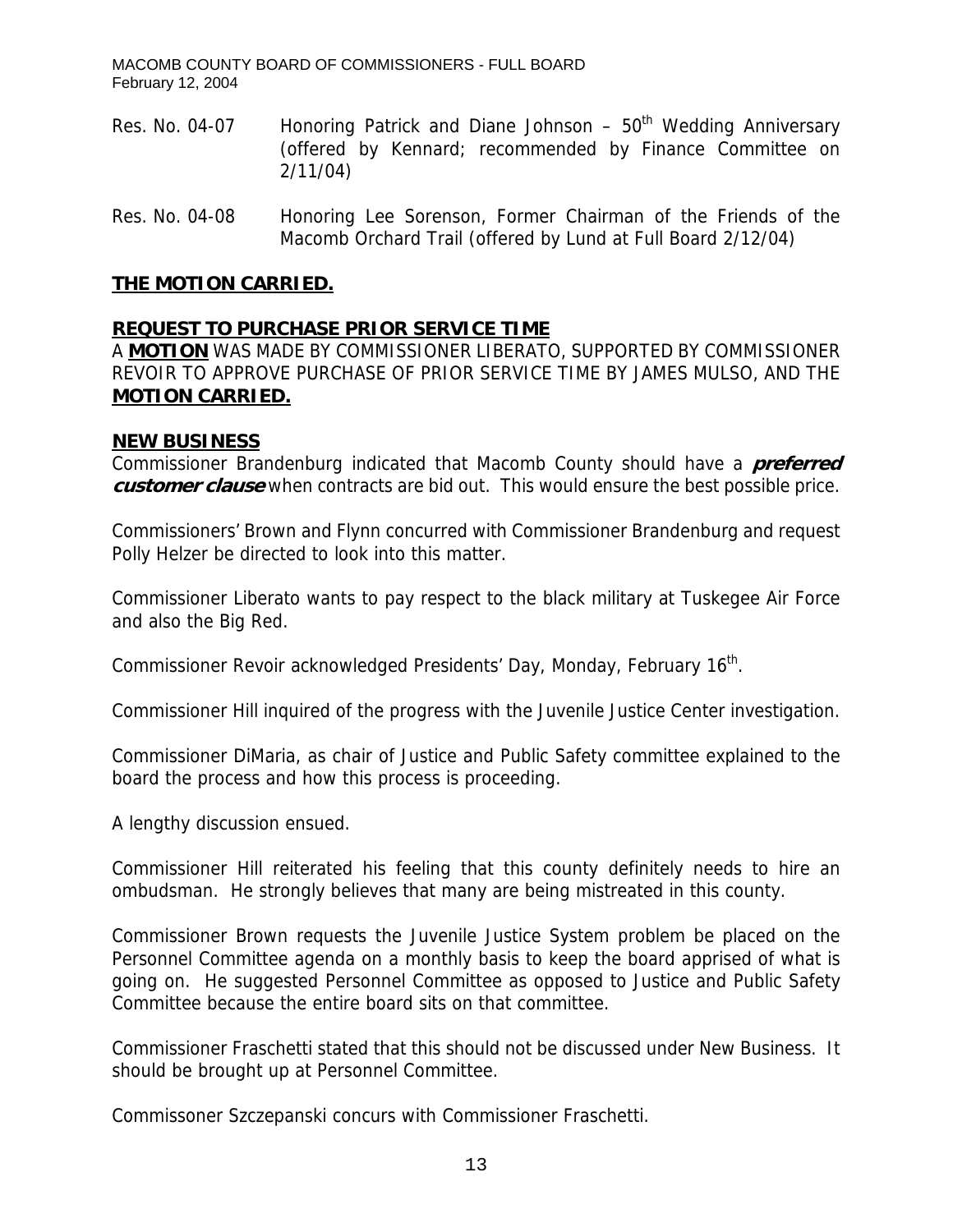Res. No. 04-07 Honoring Patrick and Diane Johnson – 50th Wedding Anniversary (offered by Kennard; recommended by Finance Committee on 2/11/04)

Res. No. 04-08 Honoring Lee Sorenson, Former Chairman of the Friends of the Macomb Orchard Trail (offered by Lund at Full Board 2/12/04)

**THE MOTION CARRIED.**

**REQUEST TO PURCHASE PRIOR SERVICE TIME**

A **MOTION** WAS MADE BY COMMISSIONER LIBERATO, SUPPORTED BY COMMISSIONER REVOIR TO APPROVE PURCHASE OF PRIOR SERVICE TIME BY JAMES MULSO, AND THE **MOTION CARRIED.**

**NEW BUSINESS**

Commissioner Brandenburg indicated that Macomb County should have a ***preferred customer clause*** when contracts are bid out. This would ensure the best possible price.

Commissioners' Brown and Flynn concurred with Commissioner Brandenburg and request Polly Helzer be directed to look into this matter.

Commissioner Liberato wants to pay respect to the black military at Tuskegee Air Force and also the Big Red.

Commissioner Revoir acknowledged Presidents' Day, Monday, February 16th.

Commissioner Hill inquired of the progress with the Juvenile Justice Center investigation.

Commissioner DiMaria, as chair of Justice and Public Safety committee explained to the board the process and how this process is proceeding.

A lengthy discussion ensued.

Commissioner Hill reiterated his feeling that this county definitely needs to hire an ombudsman. He strongly believes that many are being mistreated in this county.

Commissioner Brown requests the Juvenile Justice System problem be placed on the Personnel Committee agenda on a monthly basis to keep the board apprised of what is going on. He suggested Personnel Committee as opposed to Justice and Public Safety Committee because the entire board sits on that committee.

Commissioner Fraschetti stated that this should not be discussed under New Business. It should be brought up at Personnel Committee.

Commissoner Szczepanski concurs with Commissioner Fraschetti.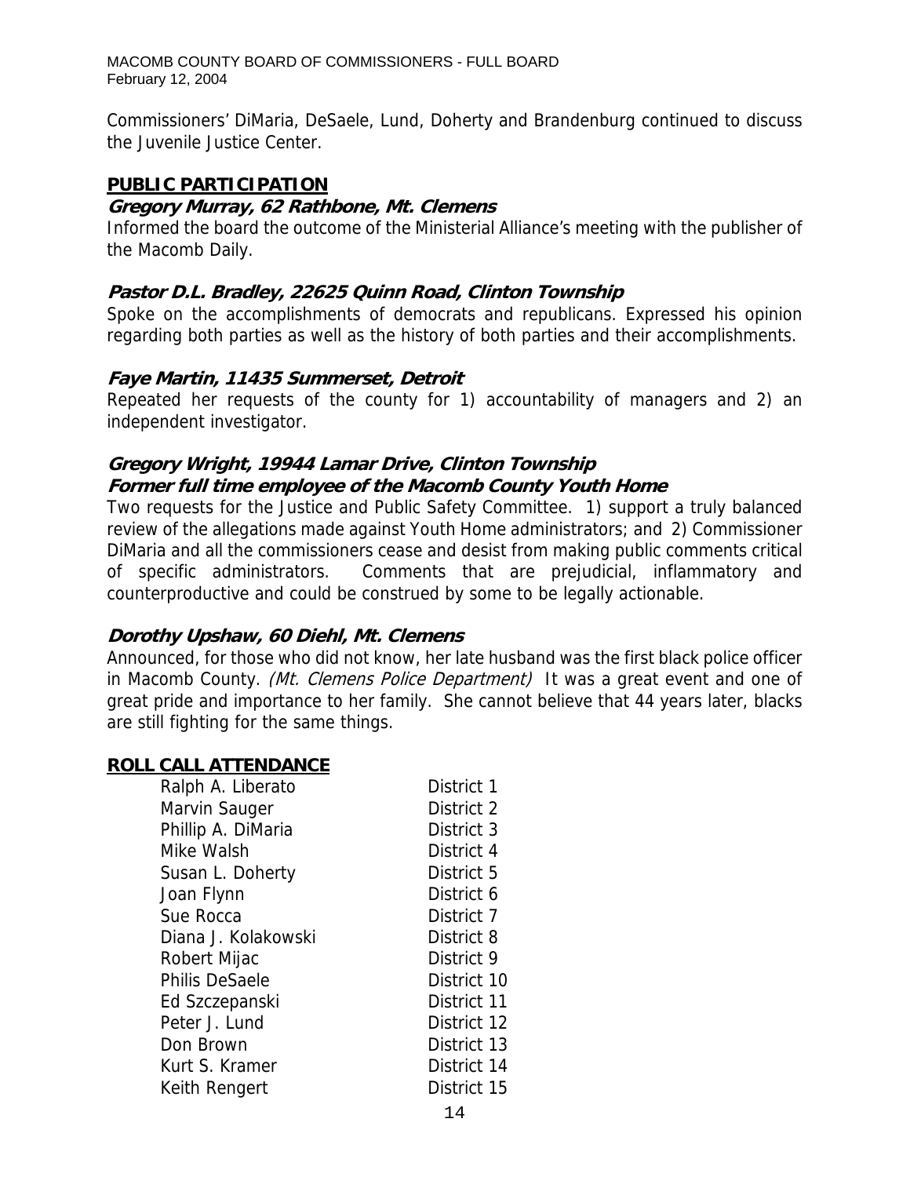Commissioners' DiMaria, DeSaele, Lund, Doherty and Brandenburg continued to discuss the Juvenile Justice Center.

## PUBLIC PARTICIPATION

### *Gregory Murray, 62 Rathbone, Mt. Clemens*

Informed the board the outcome of the Ministerial Alliance's meeting with the publisher of the Macomb Daily.

### *Pastor D.L. Bradley, 22625 Quinn Road, Clinton Township*

Spoke on the accomplishments of democrats and republicans. Expressed his opinion regarding both parties as well as the history of both parties and their accomplishments.

### *Faye Martin, 11435 Summerset, Detroit*

Repeated her requests of the county for 1) accountability of managers and 2) an independent investigator.

### *Gregory Wright, 19944 Lamar Drive, Clinton Township*
### *Former full time employee of the Macomb County Youth Home*

Two requests for the Justice and Public Safety Committee. 1) support a truly balanced review of the allegations made against Youth Home administrators; and 2) Commissioner DiMaria and all the commissioners cease and desist from making public comments critical of specific administrators. Comments that are prejudicial, inflammatory and counterproductive and could be construed by some to be legally actionable.

### *Dorothy Upshaw, 60 Diehl, Mt. Clemens*

Announced, for those who did not know, her late husband was the first black police officer in Macomb County. *(Mt. Clemens Police Department)* It was a great event and one of great pride and importance to her family. She cannot believe that 44 years later, blacks are still fighting for the same things.

## ROLL CALL ATTENDANCE

| | |
|---|---|
| Ralph A. Liberato | District 1 |
| Marvin Sauger | District 2 |
| Phillip A. DiMaria | District 3 |
| Mike Walsh | District 4 |
| Susan L. Doherty | District 5 |
| Joan Flynn | District 6 |
| Sue Rocca | District 7 |
| Diana J. Kolakowski | District 8 |
| Robert Mijac | District 9 |
| Philis DeSaele | District 10 |
| Ed Szczepanski | District 11 |
| Peter J. Lund | District 12 |
| Don Brown | District 13 |
| Kurt S. Kramer | District 14 |
| Keith Rengert | District 15 |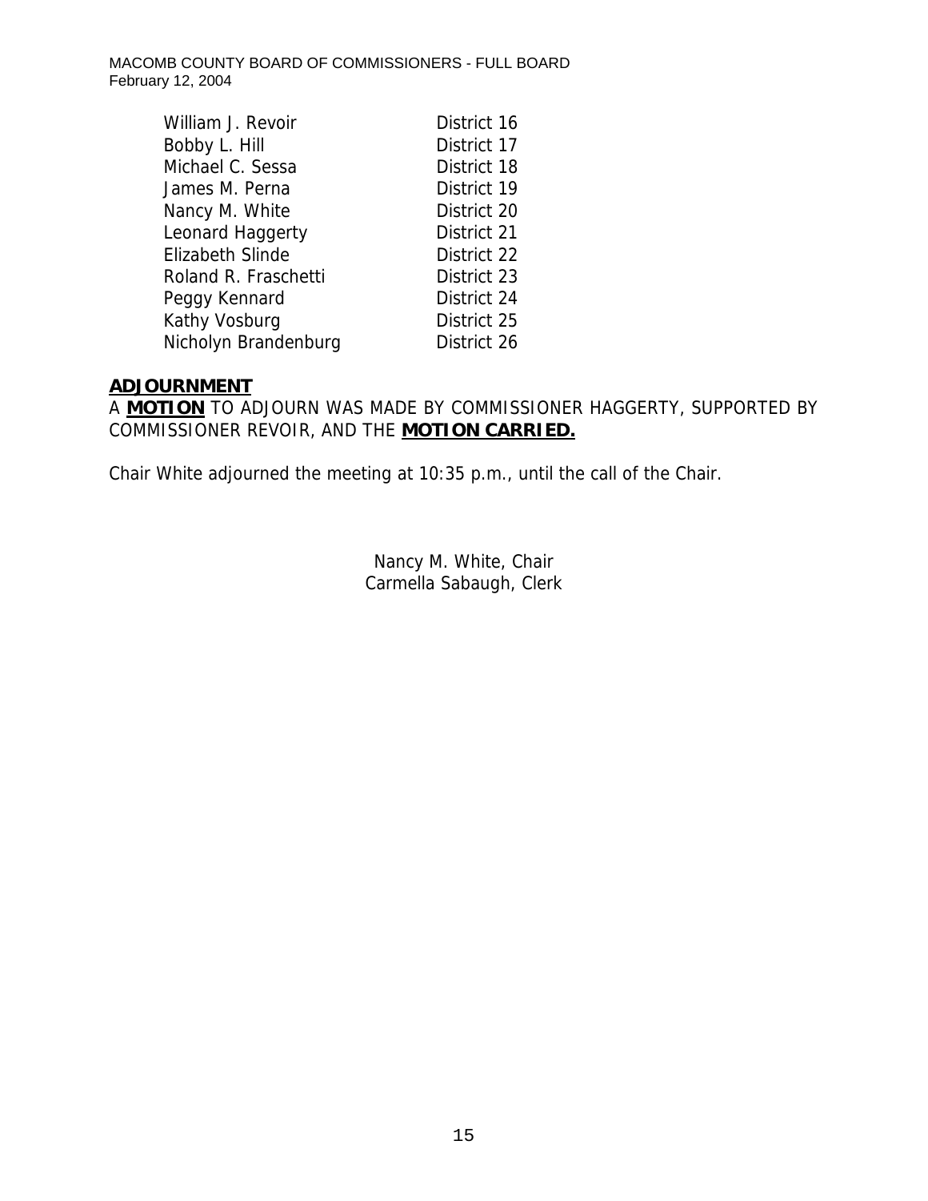| | |
|---|---|
| William J. Revoir | District 16 |
| Bobby L. Hill | District 17 |
| Michael C. Sessa | District 18 |
| James M. Perna | District 19 |
| Nancy M. White | District 20 |
| Leonard Haggerty | District 21 |
| Elizabeth Slinde | District 22 |
| Roland R. Fraschetti | District 23 |
| Peggy Kennard | District 24 |
| Kathy Vosburg | District 25 |
| Nicholyn Brandenburg | District 26 |

## ADJOURNMENT

A **MOTION** TO ADJOURN WAS MADE BY COMMISSIONER HAGGERTY, SUPPORTED BY COMMISSIONER REVOIR, AND THE **MOTION CARRIED.**

Chair White adjourned the meeting at 10:35 p.m., until the call of the Chair.

Nancy M. White, Chair
Carmella Sabaugh, Clerk